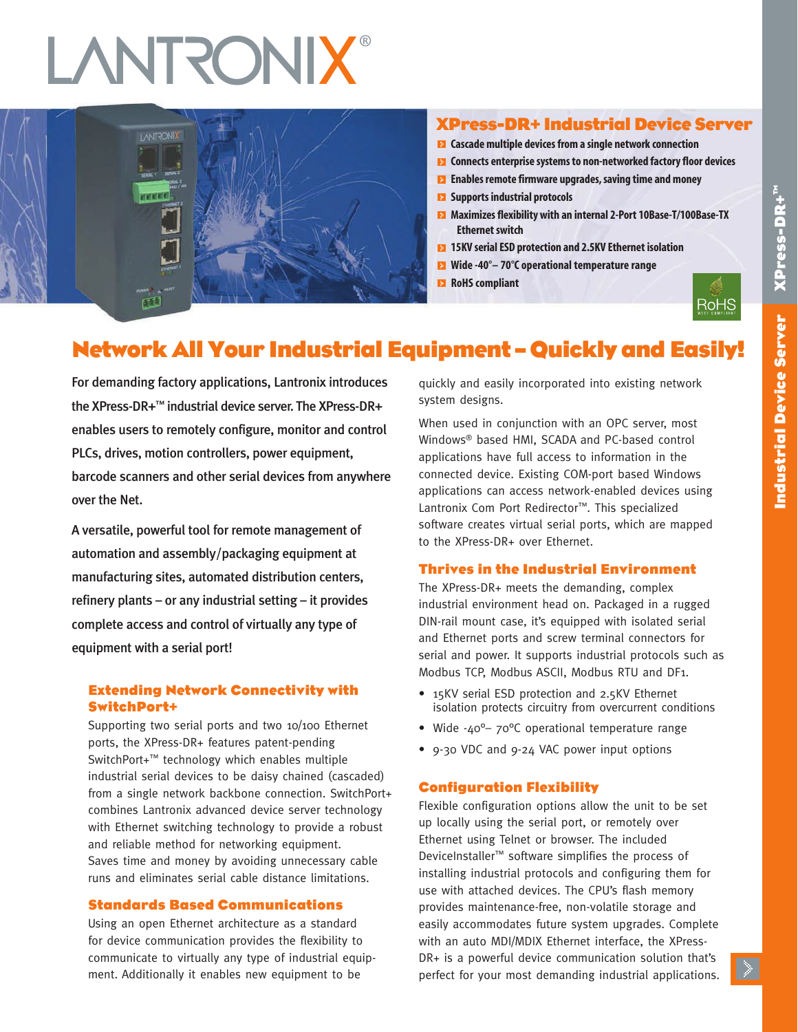# LANTRONIX®

## XPress-DR+ Industrial Device Server

- Cascade multiple devices from a single network connection
- Connects enterprise systems to non-networked factory floor devices
- Enables remote firmware upgrades, saving time and money
- Supports industrial protocols
- Maximizes flexibility with an internal 2-Port 10Base-T/100Base-TX Ethernet switch
- 15KV serial ESD protection and 2.5KV Ethernet isolation
- Wide -40°– 70°C operational temperature range
- RoHS compliant

# Network All Your Industrial Equipment – Quickly and Easily!

**For demanding factory applications, Lantronix introduces the XPress-DR+™ industrial device server. The XPress-DR+ enables users to remotely configure, monitor and control PLCs, drives, motion controllers, power equipment, barcode scanners and other serial devices from anywhere over the Net.**

**A versatile, powerful tool for remote management of automation and assembly/packaging equipment at manufacturing sites, automated distribution centers, refinery plants – or any industrial setting – it provides complete access and control of virtually any type of equipment with a serial port!**

### Extending Network Connectivity with SwitchPort+

Supporting two serial ports and two 10/100 Ethernet ports, the XPress-DR+ features patent-pending SwitchPort+™ technology which enables multiple industrial serial devices to be daisy chained (cascaded) from a single network backbone connection. SwitchPort+ combines Lantronix advanced device server technology with Ethernet switching technology to provide a robust and reliable method for networking equipment. Saves time and money by avoiding unnecessary cable runs and eliminates serial cable distance limitations.

### Standards Based Communications

Using an open Ethernet architecture as a standard for device communication provides the flexibility to communicate to virtually any type of industrial equipment. Additionally it enables new equipment to be quickly and easily incorporated into existing network system designs.

When used in conjunction with an OPC server, most Windows® based HMI, SCADA and PC-based control applications have full access to information in the connected device. Existing COM-port based Windows applications can access network-enabled devices using Lantronix Com Port Redirector™. This specialized software creates virtual serial ports, which are mapped to the XPress-DR+ over Ethernet.

### Thrives in the Industrial Environment

The XPress-DR+ meets the demanding, complex industrial environment head on. Packaged in a rugged DIN-rail mount case, it's equipped with isolated serial and Ethernet ports and screw terminal connectors for serial and power. It supports industrial protocols such as Modbus TCP, Modbus ASCII, Modbus RTU and DF1.

- 15KV serial ESD protection and 2.5KV Ethernet isolation protects circuitry from overcurrent conditions
- Wide -40°– 70°C operational temperature range
- 9-30 VDC and 9-24 VAC power input options

### Configuration Flexibility

Flexible configuration options allow the unit to be set up locally using the serial port, or remotely over Ethernet using Telnet or browser. The included DeviceInstaller™ software simplifies the process of installing industrial protocols and configuring them for use with attached devices. The CPU's flash memory provides maintenance-free, non-volatile storage and easily accommodates future system upgrades. Complete with an auto MDI/MDIX Ethernet interface, the XPress-DR+ is a powerful device communication solution that's perfect for your most demanding industrial applications.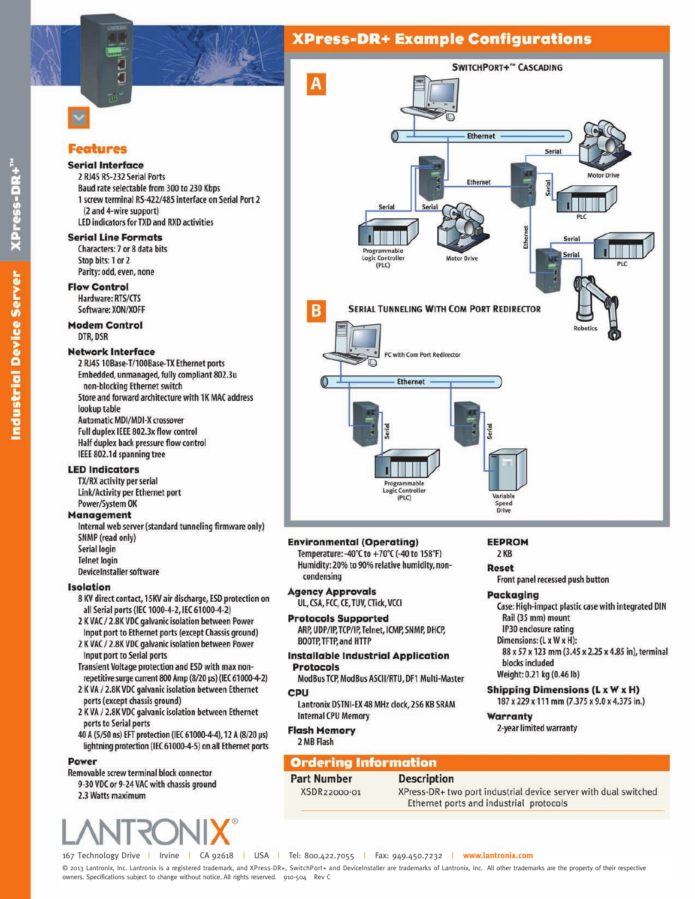## Features

### Serial Interface
- 2 RJ45 RS-232 Serial Ports
- Baud rate selectable from 300 to 230 Kbps
- 1 screw terminal RS-422/485 interface on Serial Port 2 (2 and 4-wire support)
- LED indicators for TXD and RXD activities

### Serial Line Formats
- Characters: 7 or 8 data bits
- Stop bits: 1 or 2
- Parity: odd, even, none

### Flow Control
- Hardware: RTS/CTS
- Software: XON/XOFF

### Modem Control
- DTR, DSR

### Network Interface
- 2 RJ45 10Base-T/100Base-TX Ethernet ports
- Embedded, unmanaged, fully compliant 802.3u non-blocking Ethernet switch
- Store and forward architecture with 1K MAC address lookup table
- Automatic MDI/MDI-X crossover
- Full duplex IEEE 802.3x flow control
- Half duplex back pressure flow control
- IEEE 802.1d spanning tree

### LED Indicators
- TX/RX activity per serial
- Link/Activity per Ethernet port
- Power/System OK

### Management
- Internal web server (standard tunneling firmware only)
- SNMP (read only)
- Serial login
- Telnet login
- DeviceInstaller software

### Isolation
- 8 KV direct contact, 15KV air discharge, ESD protection on all Serial ports (IEC 1000-4-2, IEC 61000-4-2)
- 2 K VAC / 2.8K VDC galvanic isolation between Power Input port to Ethernet ports (except Chassis ground)
- 2 K VAC / 2.8K VDC galvanic isolation between Power Input port to Serial ports
- Transient Voltage protection and ESD with max non-repetitive surge current 800 Amp (8/20 µs) (IEC 61000-4-2)
- 2 K VA / 2.8K VDC galvanic isolation between Ethernet ports (except chassis ground)
- 2 K VA / 2.8K VDC galvanic isolation between Ethernet ports to Serial ports
- 40 A (5/50 ns) EFT protection (IEC 61000-4-4), 12 A (8/20 µs) lightning protection (IEC 61000-4-5) on all Ethernet ports

### Power
- Removable screw terminal block connector
- 9-30 VDC or 9-24 VAC with chassis ground
- 2.3 Watts maximum

## XPress-DR+ Example Configurations

**A** SwitchPort+™ Cascading

Ethernet
Serial
Motor Drive
Ethernet
Serial
PLC
Serial
Serial
Programmable Logic Controller (PLC)
Motor Drive
Ethernet
Serial
Serial
PLC
Robotics

**B** Serial Tunneling With Com Port Redirector

PC with Com Port Redirector
Ethernet
Serial
Serial
Programmable Logic Controller (PLC)
Variable Speed Drive

### Environmental (Operating)
- Temperature: -40°C to +70°C (-40 to 158°F)
- Humidity: 20% to 90% relative humidity, non-condensing

### Agency Approvals
- UL, CSA, FCC, CE, TUV, CTick, VCCI

### Protocols Supported
- ARP, UDP/IP, TCP/IP, Telnet, ICMP, SNMP, DHCP, BOOTP, TFTP, and HTTP

### Installable Industrial Application Protocols
- ModBus TCP, ModBus ASCII/RTU, DF1 Multi-Master

### CPU
- Lantronix DSTNI-EX 48 MHz clock, 256 KB SRAM
- Internal CPU Memory

### Flash Memory
- 2 MB Flash

### EEPROM
- 2 KB

### Reset
- Front panel recessed push button

### Packaging
- Case: High-impact plastic case with integrated DIN Rail (35 mm) mount
- IP30 enclosure rating
- Dimensions: (L x W x H): 88 x 57 x 123 mm (3.45 x 2.25 x 4.85 in), terminal blocks included
- Weight: 0.21 kg (0.46 lb)

### Shipping Dimensions (L x W x H)
- 187 x 229 x 111 mm (7.375 x 9.0 x 4.375 in.)

### Warranty
- 2-year limited warranty

## Ordering Information

| Part Number | Description |
|---|---|
| XSDR22000-01 | XPress-DR+ two port industrial device server with dual switched Ethernet ports and industrial protocols |

LANTRONIX®

167 Technology Drive | Irvine | CA 92618 | USA | Tel: 800.422.7055 | Fax: 949.450.7232 | www.lantronix.com

© 2013 Lantronix, Inc. Lantronix is a registered trademark, and XPress-DR+, SwitchPort+ and DeviceInstaller are trademarks of Lantronix, Inc. All other trademarks are the property of their respective owners. Specifications subject to change without notice. All rights reserved. 910-504 Rev C